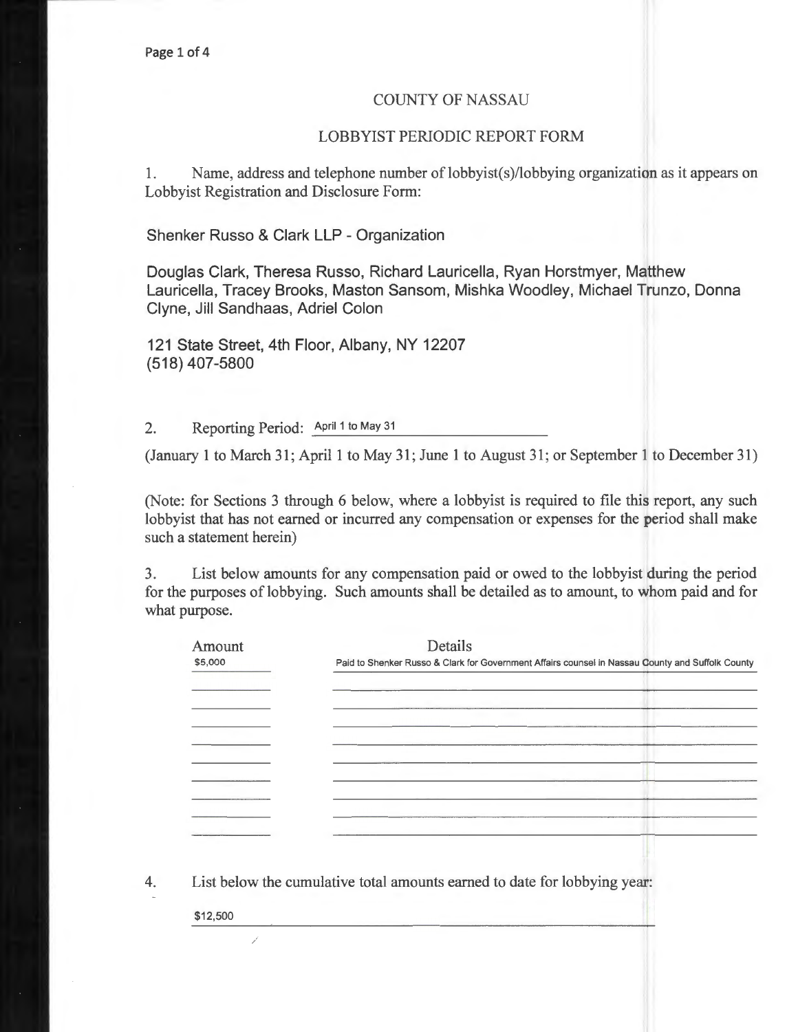# COUNTY OF NASSAU

## LOBBYIST PERIODIC REPORT FORM

1. Name, address and telephone number of lobbyist(s)/lobbying organization as it appears on Lobbyist Registration and Disclosure Form:

Shenker Russo & Clark LLP - Organization

Douglas Clark, Theresa Russo, Richard Lauricella, Ryan Horstmyer, Matthew Lauricella, Tracey Brooks, Maston Sansom, Mishka Woodley, Michael Trunzo, Donna Clyne, Jill Sandhaas, Adriel Colon

121 State Street, 4th Floor, Albany, NY 12207
(518) 407-5800

2. Reporting Period: April 1 to May 31

(January 1 to March 31; April 1 to May 31; June 1 to August 31; or September 1 to December 31)

(Note: for Sections 3 through 6 below, where a lobbyist is required to file this report, any such lobbyist that has not earned or incurred any compensation or expenses for the period shall make such a statement herein)

3. List below amounts for any compensation paid or owed to the lobbyist during the period for the purposes of lobbying. Such amounts shall be detailed as to amount, to whom paid and for what purpose.

| Amount | Details |
| --- | --- |
| $5,000 | Paid to Shenker Russo & Clark for Government Affairs counsel in Nassau County and Suffolk County |

4. List below the cumulative total amounts earned to date for lobbying year:

$12,500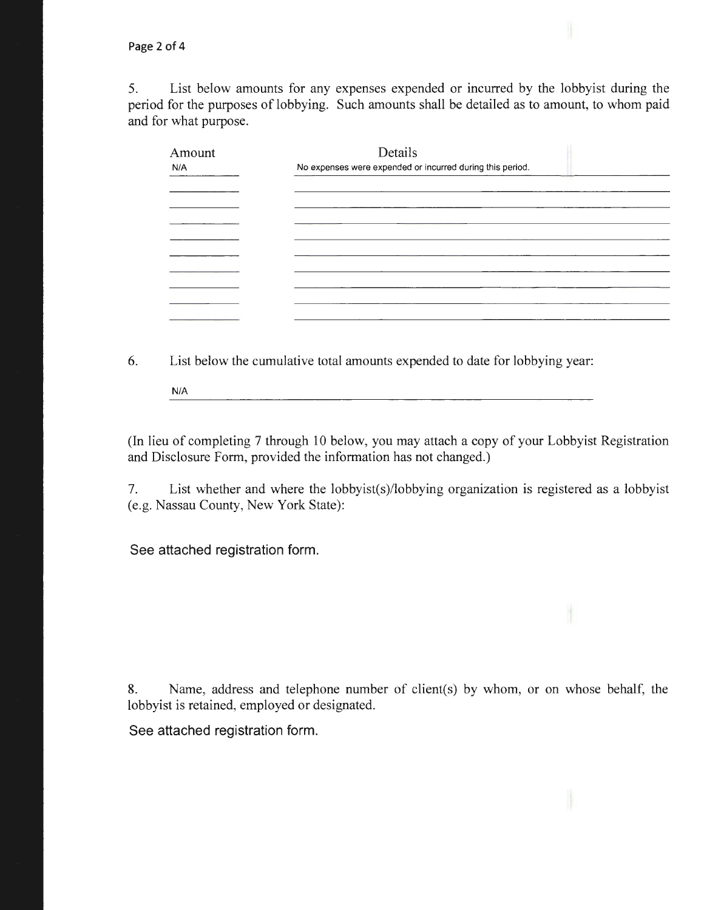5. List below amounts for any expenses expended or incurred by the lobbyist during the period for the purposes of lobbying. Such amounts shall be detailed as to amount, to whom paid and for what purpose.

| Amount | Details |
|---|---|
| N/A | No expenses were expended or incurred during this period. |

6. List below the cumulative total amounts expended to date for lobbying year:

N/A

(In lieu of completing 7 through 10 below, you may attach a copy of your Lobbyist Registration and Disclosure Form, provided the information has not changed.)

7. List whether and where the lobbyist(s)/lobbying organization is registered as a lobbyist (e.g. Nassau County, New York State):

See attached registration form.

8. Name, address and telephone number of client(s) by whom, or on whose behalf, the lobbyist is retained, employed or designated.

See attached registration form.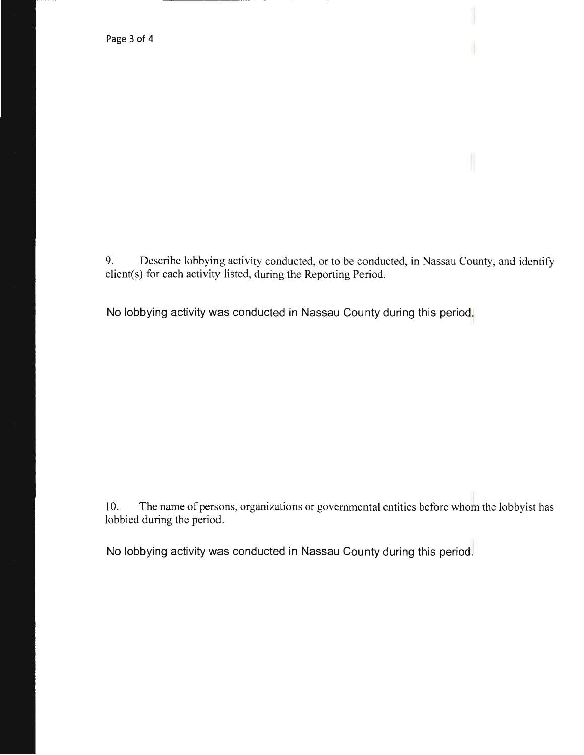9. Describe lobbying activity conducted, or to be conducted, in Nassau County, and identify client(s) for each activity listed, during the Reporting Period.

No lobbying activity was conducted in Nassau County during this period.

10. The name of persons, organizations or governmental entities before whom the lobbyist has lobbied during the period.

No lobbying activity was conducted in Nassau County during this period.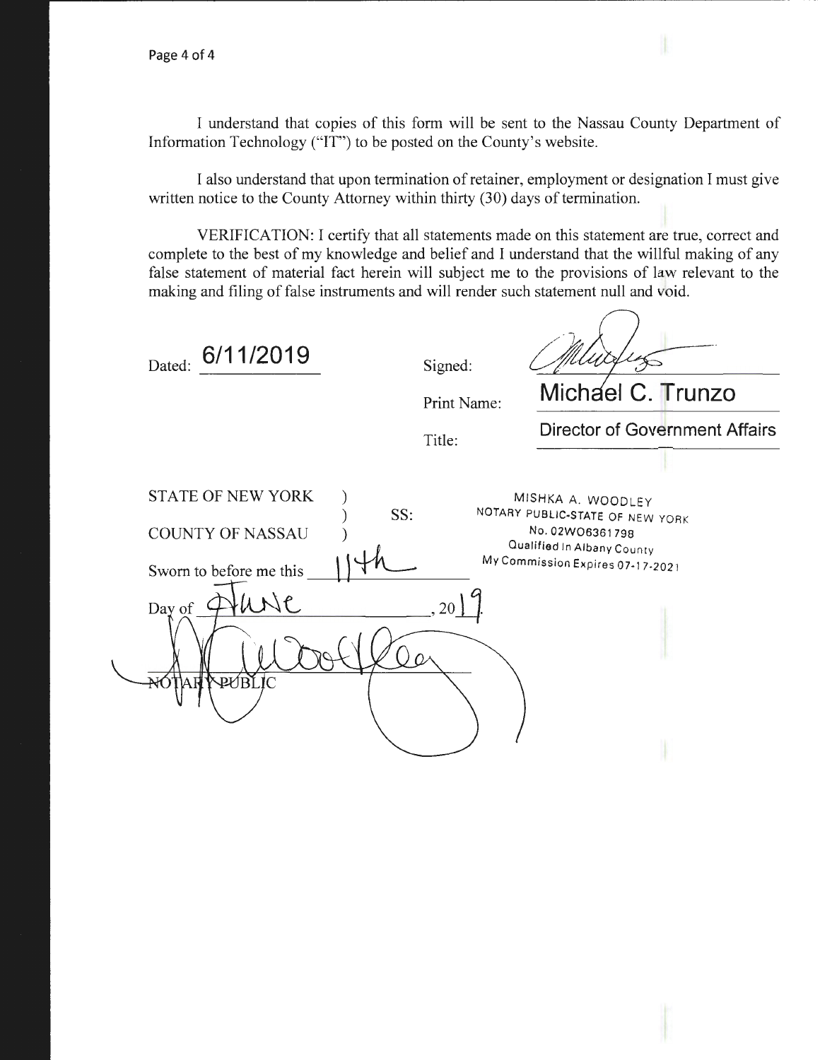I understand that copies of this form will be sent to the Nassau County Department of Information Technology ("IT") to be posted on the County's website.

I also understand that upon termination of retainer, employment or designation I must give written notice to the County Attorney within thirty (30) days of termination.

VERIFICATION: I certify that all statements made on this statement are true, correct and complete to the best of my knowledge and belief and I understand that the willful making of any false statement of material fact herein will subject me to the provisions of law relevant to the making and filing of false instruments and will render such statement null and void.

Dated: 6/11/2019

Signed: [signature]

Print Name: Michael C. Trunzo

Title: Director of Government Affairs

STATE OF NEW YORK )
) SS:
COUNTY OF NASSAU )

Sworn to before me this 11th

Day of June, 2019.

[signature]

NOTARY PUBLIC

MISHKA A. WOODLEY
NOTARY PUBLIC-STATE OF NEW YORK
No. 02WO6361798
Qualified In Albany County
My Commission Expires 07-17-2021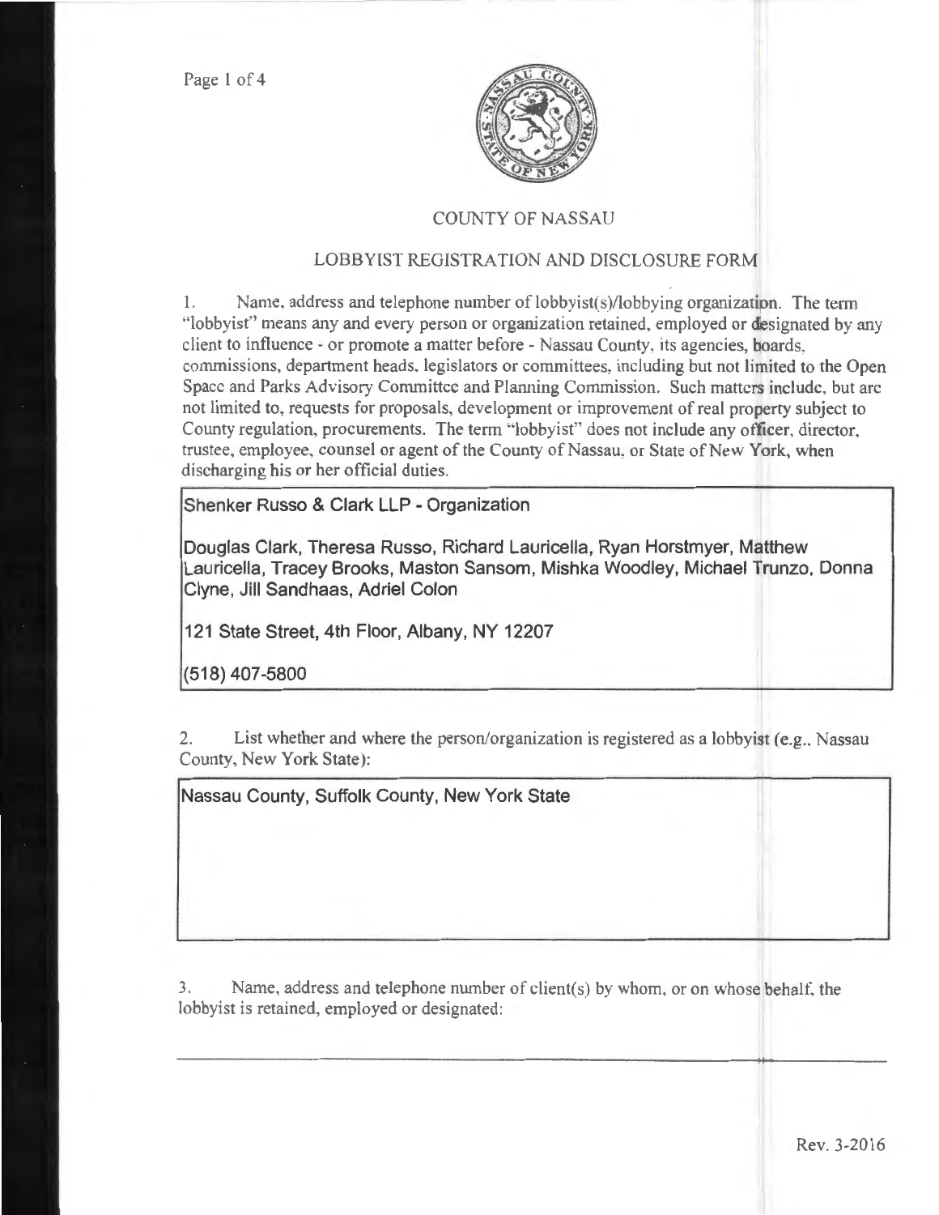# COUNTY OF NASSAU

## LOBBYIST REGISTRATION AND DISCLOSURE FORM

1. Name, address and telephone number of lobbyist(s)/lobbying organization. The term "lobbyist" means any and every person or organization retained, employed or designated by any client to influence - or promote a matter before - Nassau County, its agencies, boards, commissions, department heads, legislators or committees, including but not limited to the Open Space and Parks Advisory Committee and Planning Commission. Such matters include, but are not limited to, requests for proposals, development or improvement of real property subject to County regulation, procurements. The term "lobbyist" does not include any officer, director, trustee, employee, counsel or agent of the County of Nassau, or State of New York, when discharging his or her official duties.

Shenker Russo & Clark LLP - Organization

Douglas Clark, Theresa Russo, Richard Lauricella, Ryan Horstmyer, Matthew Lauricella, Tracey Brooks, Maston Sansom, Mishka Woodley, Michael Trunzo, Donna Clyne, Jill Sandhaas, Adriel Colon

121 State Street, 4th Floor, Albany, NY 12207

(518) 407-5800

2. List whether and where the person/organization is registered as a lobbyist (e.g., Nassau County, New York State):

Nassau County, Suffolk County, New York State

3. Name, address and telephone number of client(s) by whom, or on whose behalf, the lobbyist is retained, employed or designated:

Rev. 3-2016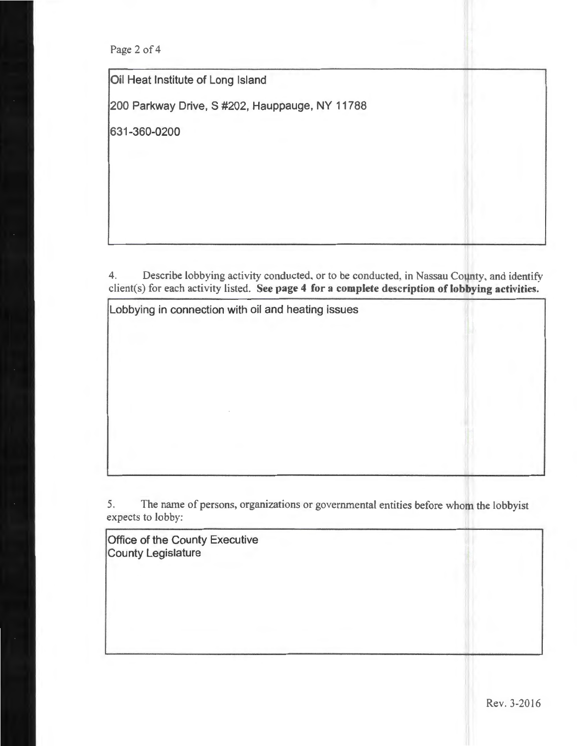Oil Heat Institute of Long Island

200 Parkway Drive, S #202, Hauppauge, NY 11788

631-360-0200

4. Describe lobbying activity conducted, or to be conducted, in Nassau County, and identify client(s) for each activity listed. **See page 4 for a complete description of lobbying activities.**

Lobbying in connection with oil and heating issues

5. The name of persons, organizations or governmental entities before whom the lobbyist expects to lobby:

Office of the County Executive
County Legislature

Rev. 3-2016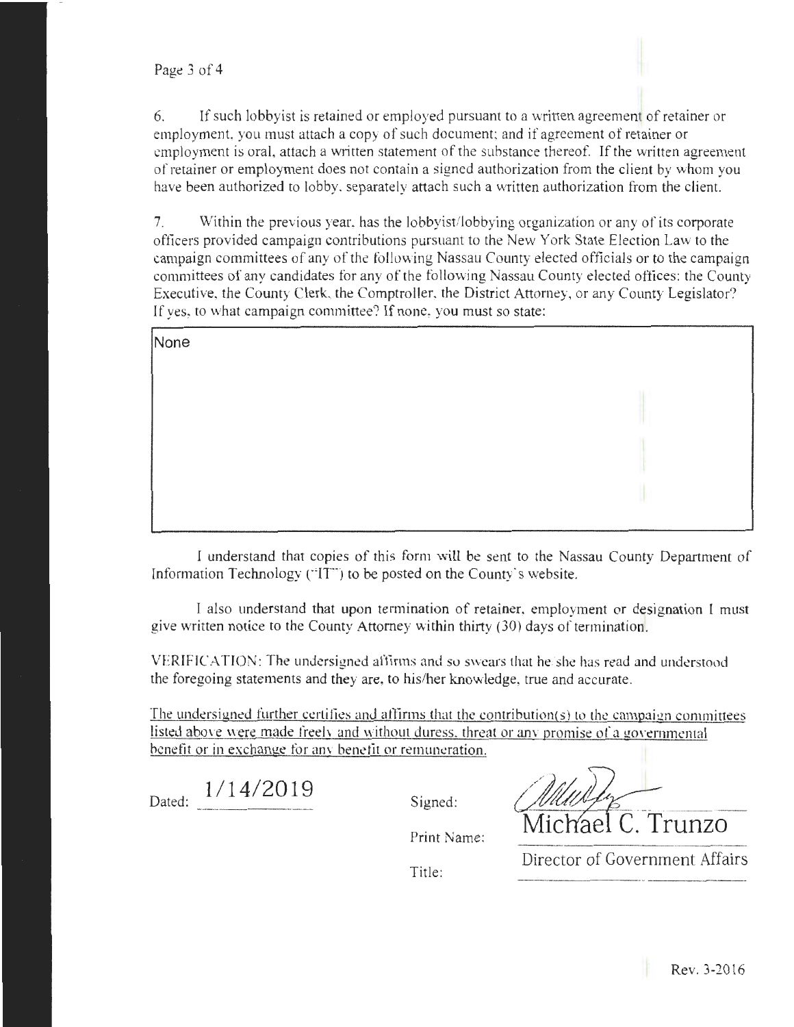6. If such lobbyist is retained or employed pursuant to a written agreement of retainer or employment, you must attach a copy of such document; and if agreement of retainer or employment is oral, attach a written statement of the substance thereof. If the written agreement of retainer or employment does not contain a signed authorization from the client by whom you have been authorized to lobby, separately attach such a written authorization from the client.

7. Within the previous year, has the lobbyist/lobbying organization or any of its corporate officers provided campaign contributions pursuant to the New York State Election Law to the campaign committees of any of the following Nassau County elected officials or to the campaign committees of any candidates for any of the following Nassau County elected offices: the County Executive, the County Clerk, the Comptroller, the District Attorney, or any County Legislator? If yes, to what campaign committee? If none, you must so state:

None

I understand that copies of this form will be sent to the Nassau County Department of Information Technology ("IT") to be posted on the County's website.

I also understand that upon termination of retainer, employment or designation I must give written notice to the County Attorney within thirty (30) days of termination.

VERIFICATION: The undersigned affirms and so swears that he/she has read and understood the foregoing statements and they are, to his/her knowledge, true and accurate.

The undersigned further certifies and affirms that the contribution(s) to the campaign committees listed above were made freely and without duress, threat or any promise of a governmental benefit or in exchange for any benefit or remuneration.

Dated: 1/14/2019

Signed: [signature]

Print Name: Michael C. Trunzo

Title: Director of Government Affairs

Rev. 3-2016